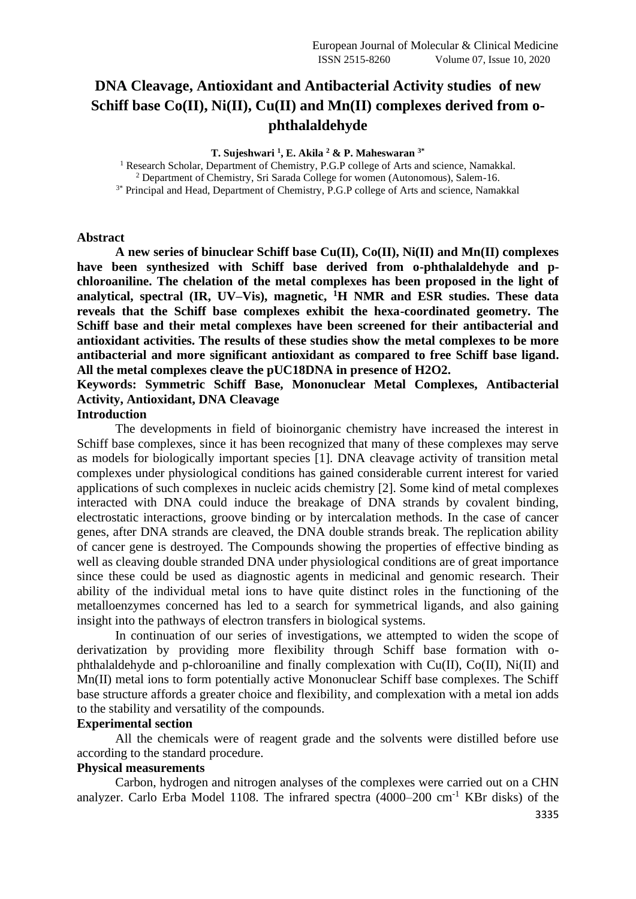# DNA Cleavage, Antioxidant and Antibacterial Activity studies of new Schiff base Co(II), Ni(II), Cu(II) and Mn(II) complexes derived from o-phthalaldehyde

**T. Sujeshwari [1], E. Akila [2] & P. Maheswaran [3*]**

[1] Research Scholar, Department of Chemistry, P.G.P college of Arts and science, Namakkal.

[2] Department of Chemistry, Sri Sarada College for women (Autonomous), Salem-16.

[3*] Principal and Head, Department of Chemistry, P.G.P college of Arts and science, Namakkal

## Abstract

**A new series of binuclear Schiff base Cu(II), Co(II), Ni(II) and Mn(II) complexes have been synthesized with Schiff base derived from o-phthalaldehyde and p-chloroaniline. The chelation of the metal complexes has been proposed in the light of analytical, spectral (IR, UV–Vis), magnetic, $^1$H NMR and ESR studies. These data reveals that the Schiff base complexes exhibit the hexa-coordinated geometry. The Schiff base and their metal complexes have been screened for their antibacterial and antioxidant activities. The results of these studies show the metal complexes to be more antibacterial and more significant antioxidant as compared to free Schiff base ligand. All the metal complexes cleave the pUC18DNA in presence of H2O2.**

**Keywords: Symmetric Schiff Base, Mononuclear Metal Complexes, Antibacterial Activity, Antioxidant, DNA Cleavage**

## Introduction

The developments in field of bioinorganic chemistry have increased the interest in Schiff base complexes, since it has been recognized that many of these complexes may serve as models for biologically important species [1]. DNA cleavage activity of transition metal complexes under physiological conditions has gained considerable current interest for varied applications of such complexes in nucleic acids chemistry [2]. Some kind of metal complexes interacted with DNA could induce the breakage of DNA strands by covalent binding, electrostatic interactions, groove binding or by intercalation methods. In the case of cancer genes, after DNA strands are cleaved, the DNA double strands break. The replication ability of cancer gene is destroyed. The Compounds showing the properties of effective binding as well as cleaving double stranded DNA under physiological conditions are of great importance since these could be used as diagnostic agents in medicinal and genomic research. Their ability of the individual metal ions to have quite distinct roles in the functioning of the metalloenzymes concerned has led to a search for symmetrical ligands, and also gaining insight into the pathways of electron transfers in biological systems.

In continuation of our series of investigations, we attempted to widen the scope of derivatization by providing more flexibility through Schiff base formation with o-phthalaldehyde and p-chloroaniline and finally complexation with Cu(II), Co(II), Ni(II) and Mn(II) metal ions to form potentially active Mononuclear Schiff base complexes. The Schiff base structure affords a greater choice and flexibility, and complexation with a metal ion adds to the stability and versatility of the compounds.

## Experimental section

All the chemicals were of reagent grade and the solvents were distilled before use according to the standard procedure.

### Physical measurements

Carbon, hydrogen and nitrogen analyses of the complexes were carried out on a CHN analyzer. Carlo Erba Model 1108. The infrared spectra (4000–200 cm$^{-1}$ KBr disks) of the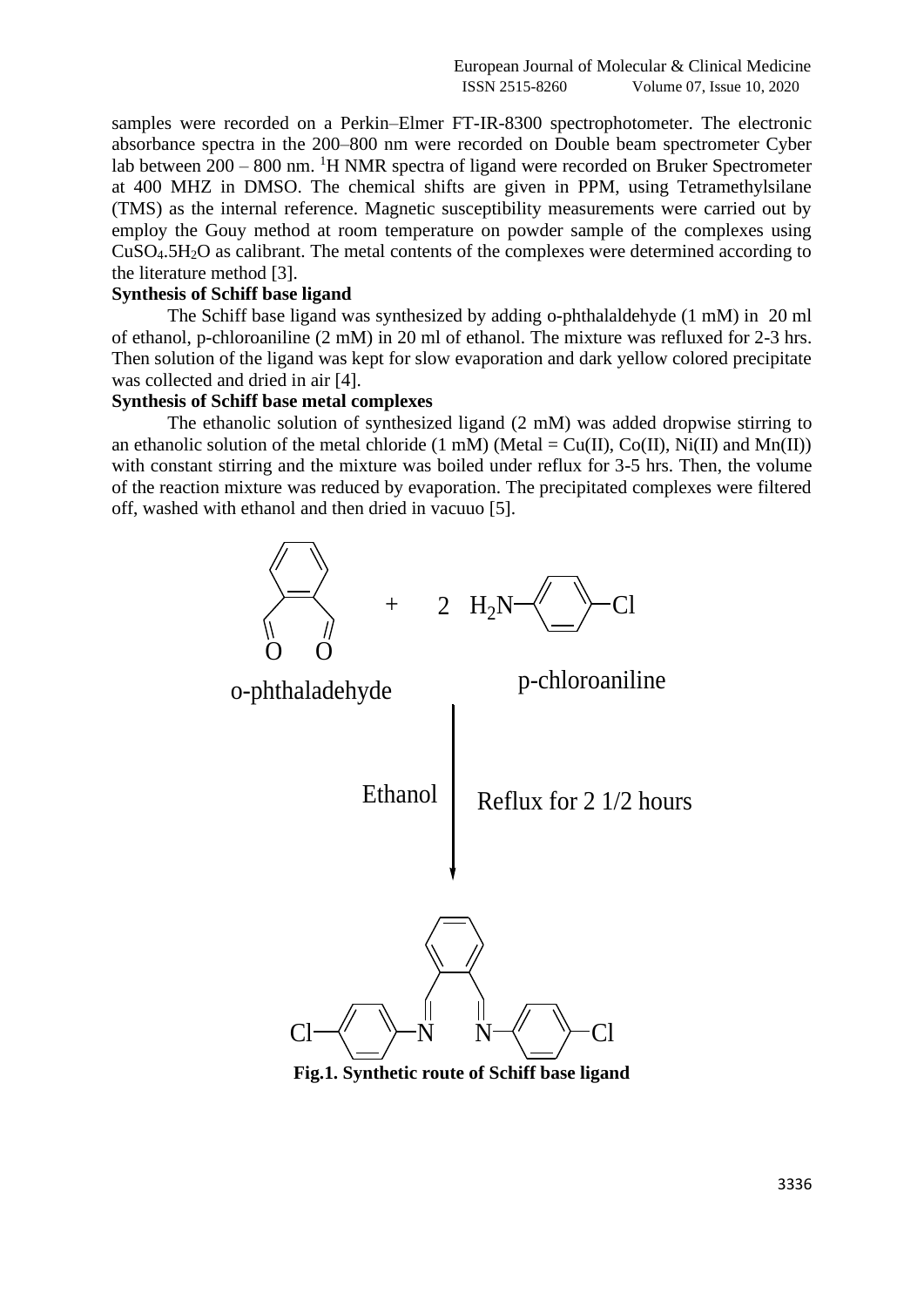samples were recorded on a Perkin–Elmer FT-IR-8300 spectrophotometer. The electronic absorbance spectra in the 200–800 nm were recorded on Double beam spectrometer Cyber lab between 200 – 800 nm. $^1$H NMR spectra of ligand were recorded on Bruker Spectrometer at 400 MHZ in DMSO. The chemical shifts are given in PPM, using Tetramethylsilane (TMS) as the internal reference. Magnetic susceptibility measurements were carried out by employ the Gouy method at room temperature on powder sample of the complexes using $CuSO_4.5H_2O$ as calibrant. The metal contents of the complexes were determined according to the literature method [3].

**Synthesis of Schiff base ligand**

The Schiff base ligand was synthesized by adding o-phthalaldehyde (1 mM) in 20 ml of ethanol, p-chloroaniline (2 mM) in 20 ml of ethanol. The mixture was refluxed for 2-3 hrs. Then solution of the ligand was kept for slow evaporation and dark yellow colored precipitate was collected and dried in air [4].

**Synthesis of Schiff base metal complexes**

The ethanolic solution of synthesized ligand (2 mM) was added dropwise stirring to an ethanolic solution of the metal chloride (1 mM) (Metal = Cu(II), Co(II), Ni(II) and Mn(II)) with constant stirring and the mixture was boiled under reflux for 3-5 hrs. Then, the volume of the reaction mixture was reduced by evaporation. The precipitated complexes were filtered off, washed with ethanol and then dried in vacuuo [5].

o-phthaladehyde + 2 $H_2N$–C$_6$H$_4$–Cl (p-chloroaniline) → Ethanol, Reflux for 2 1/2 hours → Schiff base ligand

**Fig.1. Synthetic route of Schiff base ligand**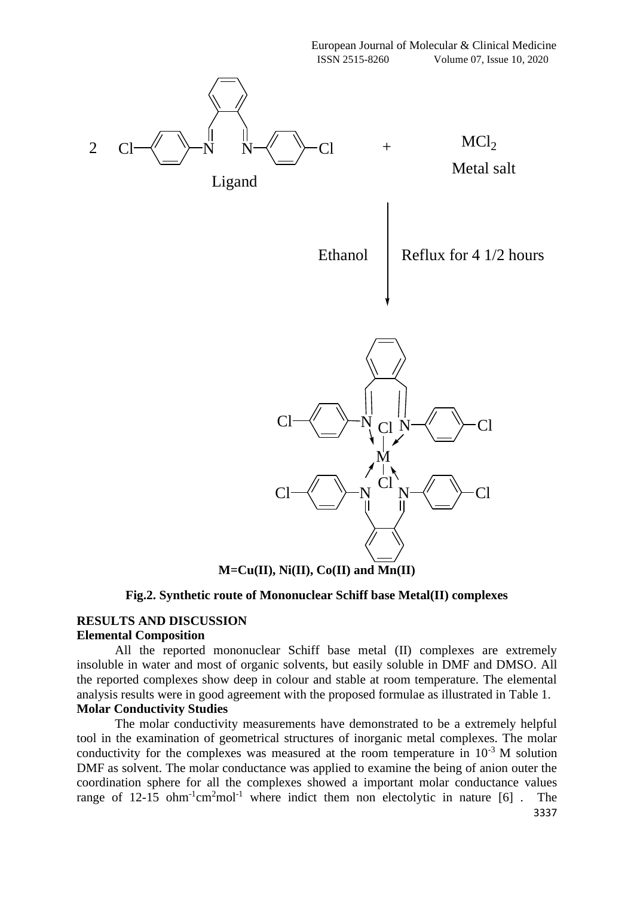**Fig.2. Synthetic route of Mononuclear Schiff base Metal(II) complexes**

## RESULTS AND DISCUSSION

### Elemental Composition

All the reported mononuclear Schiff base metal (II) complexes are extremely insoluble in water and most of organic solvents, but easily soluble in DMF and DMSO. All the reported complexes show deep in colour and stable at room temperature. The elemental analysis results were in good agreement with the proposed formulae as illustrated in Table 1.

### Molar Conductivity Studies

The molar conductivity measurements have demonstrated to be a extremely helpful tool in the examination of geometrical structures of inorganic metal complexes. The molar conductivity for the complexes was measured at the room temperature in $10^{-3}$ M solution DMF as solvent. The molar conductance was applied to examine the being of anion outer the coordination sphere for all the complexes showed a important molar conductance values range of 12-15 $ohm^{-1}cm^{2}mol^{-1}$ where indict them non electolytic in nature [6] . The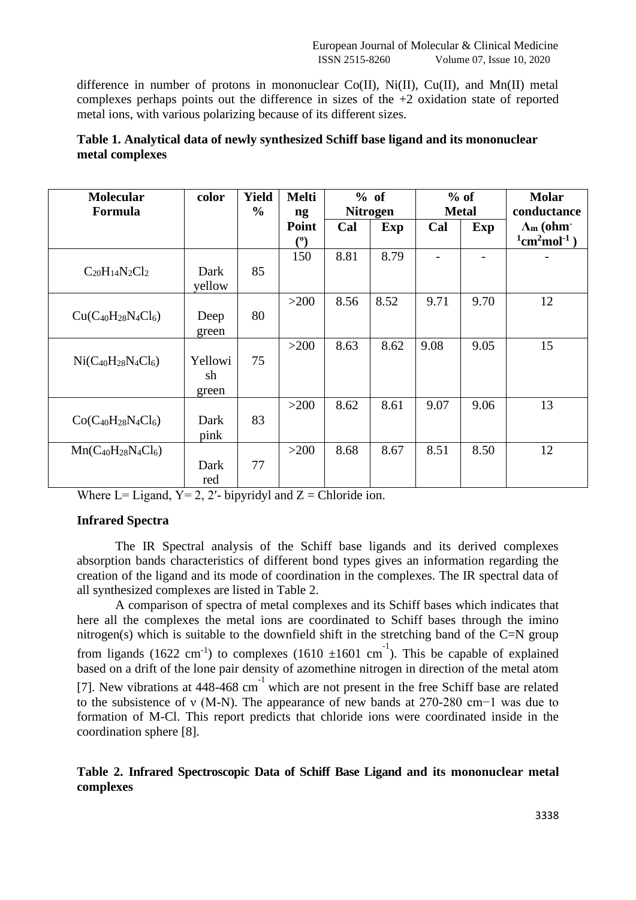difference in number of protons in mononuclear Co(II), Ni(II), Cu(II), and Mn(II) metal complexes perhaps points out the difference in sizes of the +2 oxidation state of reported metal ions, with various polarizing because of its different sizes.

**Table 1. Analytical data of newly synthesized Schiff base ligand and its mononuclear metal complexes**

| Molecular Formula | color | Yield % | Melting Point (º) | % of Nitrogen | | % of Metal | | Molar conductance $\Lambda_m$ (ohm$^{-1}$cm$^2$mol$^{-1}$ ) |
|---|---|---|---|---|---|---|---|---|
| | | | | Cal | Exp | Cal | Exp | |
| $C_{20}H_{14}N_2Cl_2$ | Dark yellow | 85 | 150 | 8.81 | 8.79 | - | - | - |
| $Cu(C_{40}H_{28}N_4Cl_6)$ | Deep green | 80 | >200 | 8.56 | 8.52 | 9.71 | 9.70 | 12 |
| $Ni(C_{40}H_{28}N_4Cl_6)$ | Yellowish green | 75 | >200 | 8.63 | 8.62 | 9.08 | 9.05 | 15 |
| $Co(C_{40}H_{28}N_4Cl_6)$ | Dark pink | 83 | >200 | 8.62 | 8.61 | 9.07 | 9.06 | 13 |
| $Mn(C_{40}H_{28}N_4Cl_6)$ | Dark red | 77 | >200 | 8.68 | 8.67 | 8.51 | 8.50 | 12 |

Where L= Ligand, Y= 2, 2′- bipyridyl and Z = Chloride ion.

**Infrared Spectra**

The IR Spectral analysis of the Schiff base ligands and its derived complexes absorption bands characteristics of different bond types gives an information regarding the creation of the ligand and its mode of coordination in the complexes. The IR spectral data of all synthesized complexes are listed in Table 2.

A comparison of spectra of metal complexes and its Schiff bases which indicates that here all the complexes the metal ions are coordinated to Schiff bases through the imino nitrogen(s) which is suitable to the downfield shift in the stretching band of the C=N group from ligands (1622 cm$^{-1}$) to complexes (1610 ±1601 cm$^{-1}$). This be capable of explained based on a drift of the lone pair density of azomethine nitrogen in direction of the metal atom [7]. New vibrations at 448-468 cm$^{-1}$ which are not present in the free Schiff base are related to the subsistence of ν (M-N). The appearance of new bands at 270-280 cm−1 was due to formation of M-Cl. This report predicts that chloride ions were coordinated inside in the coordination sphere [8].

**Table 2. Infrared Spectroscopic Data of Schiff Base Ligand and its mononuclear metal complexes**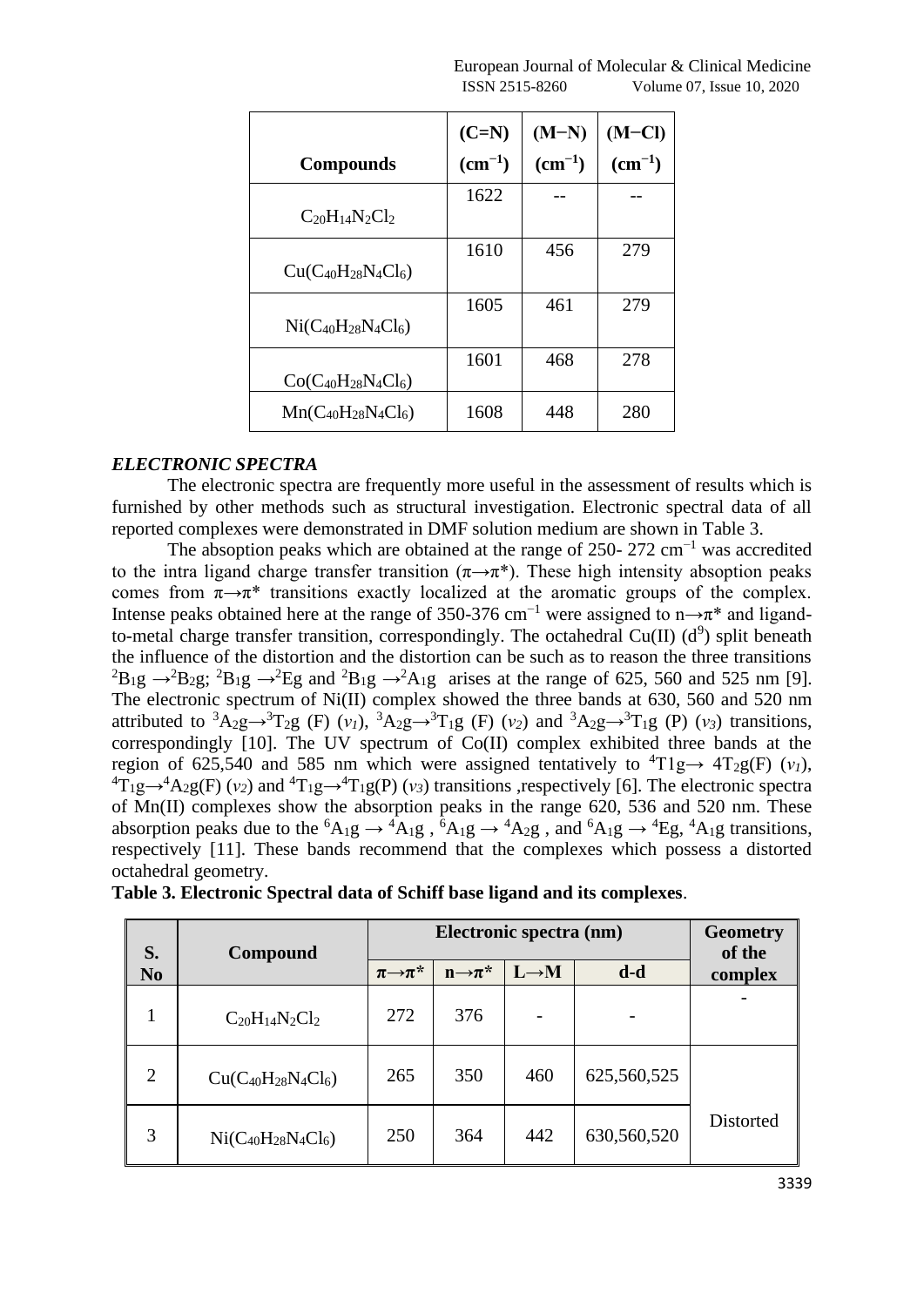| Compounds | (C=N) ($cm^{-1}$) | (M−N) ($cm^{-1}$) | (M−Cl) ($cm^{-1}$) |
|---|---|---|---|
| $C_{20}H_{14}N_2Cl_2$ | 1622 | -- | -- |
| $Cu(C_{40}H_{28}N_4Cl_6)$ | 1610 | 456 | 279 |
| $Ni(C_{40}H_{28}N_4Cl_6)$ | 1605 | 461 | 279 |
| $Co(C_{40}H_{28}N_4Cl_6)$ | 1601 | 468 | 278 |
| $Mn(C_{40}H_{28}N_4Cl_6)$ | 1608 | 448 | 280 |

### *ELECTRONIC SPECTRA*

The electronic spectra are frequently more useful in the assessment of results which is furnished by other methods such as structural investigation. Electronic spectral data of all reported complexes were demonstrated in DMF solution medium are shown in Table 3.

The absoption peaks which are obtained at the range of 250- 272 $cm^{-1}$ was accredited to the intra ligand charge transfer transition ($\pi\rightarrow\pi^*$). These high intensity absoption peaks comes from $\pi\rightarrow\pi^*$ transitions exactly localized at the aromatic groups of the complex. Intense peaks obtained here at the range of 350-376 $cm^{-1}$ were assigned to $n\rightarrow\pi^*$ and ligand-to-metal charge transfer transition, correspondingly. The octahedral Cu(II) ($d^9$) split beneath the influence of the distortion and the distortion can be such as to reason the three transitions $^2B_1g\rightarrow{}^2B_2g$; $^2B_1g\rightarrow{}^2Eg$ and $^2B_1g\rightarrow{}^2A_1g$ arises at the range of 625, 560 and 525 nm [9]. The electronic spectrum of Ni(II) complex showed the three bands at 630, 560 and 520 nm attributed to $^3A_2g\rightarrow{}^3T_2g$ (F) ($\nu_1$), $^3A_2g\rightarrow{}^3T_1g$ (F) ($\nu_2$) and $^3A_2g\rightarrow{}^3T_1g$ (P) ($\nu_3$) transitions, correspondingly [10]. The UV spectrum of Co(II) complex exhibited three bands at the region of 625,540 and 585 nm which were assigned tentatively to $^4T1g\rightarrow 4T_2g(F)$ ($\nu_1$), $^4T_1g\rightarrow{}^4A_2g(F)$ ($\nu_2$) and $^4T_1g\rightarrow{}^4T_1g(P)$ ($\nu_3$) transitions ,respectively [6]. The electronic spectra of Mn(II) complexes show the absorption peaks in the range 620, 536 and 520 nm. These absorption peaks due to the $^6A_1g\rightarrow{}^4A_1g$ , $^6A_1g\rightarrow{}^4A_2g$ , and $^6A_1g\rightarrow{}^4Eg$, $^4A_1g$ transitions, respectively [11]. These bands recommend that the complexes which possess a distorted octahedral geometry.

**Table 3. Electronic Spectral data of Schiff base ligand and its complexes**.

| S. No | Compound | Electronic spectra (nm) | | | | Geometry of the complex |
|---|---|---|---|---|---|---|
| | | $\pi\rightarrow\pi^*$ | $n\rightarrow\pi^*$ | L→M | d-d | |
| 1 | $C_{20}H_{14}N_2Cl_2$ | 272 | 376 | - | - | - |
| 2 | $Cu(C_{40}H_{28}N_4Cl_6)$ | 265 | 350 | 460 | 625,560,525 | Distorted |
| 3 | $Ni(C_{40}H_{28}N_4Cl_6)$ | 250 | 364 | 442 | 630,560,520 | |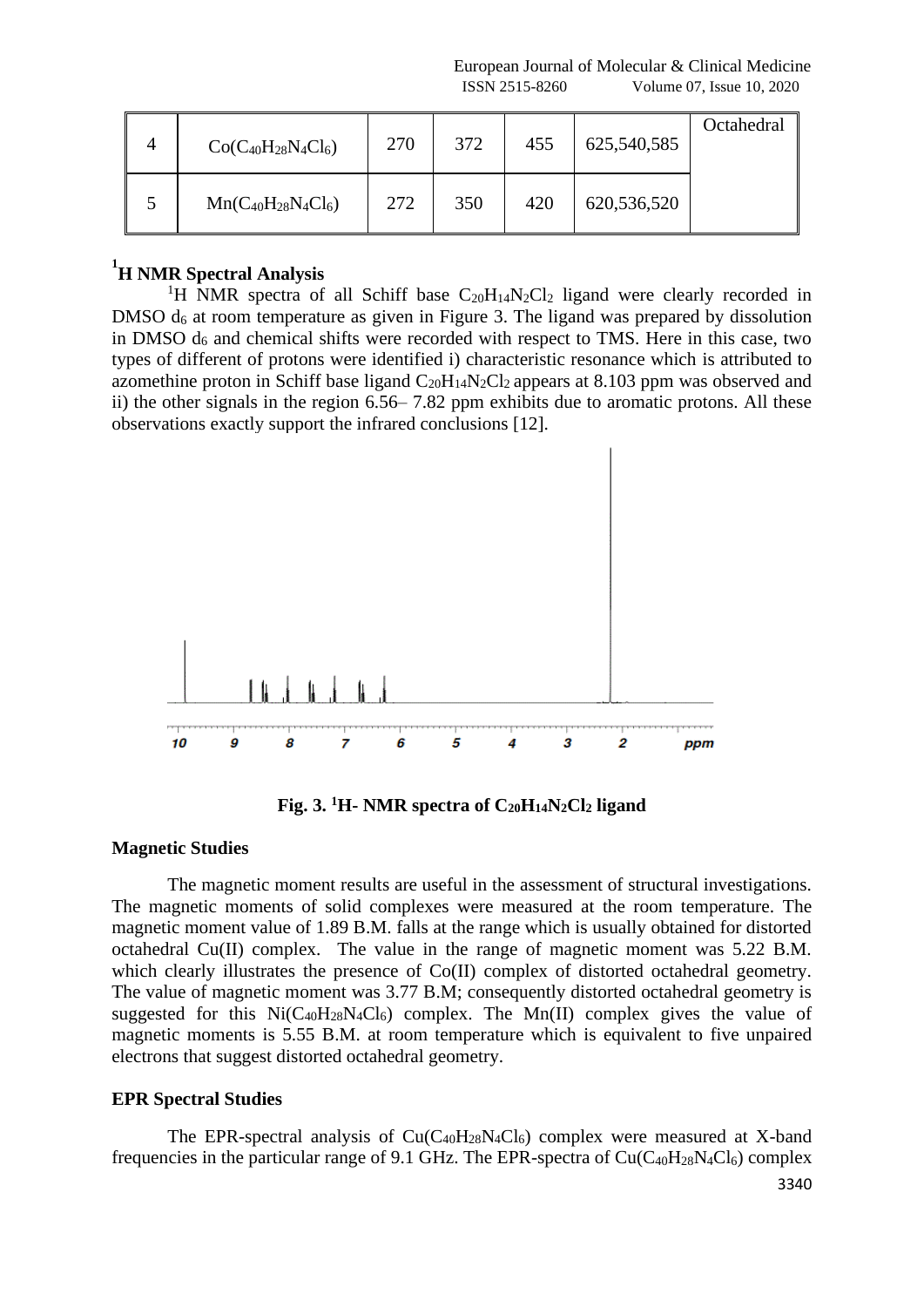| 4 | $Co(C_{40}H_{28}N_4Cl_6)$ | 270 | 372 | 455 | 625,540,585 | Octahedral |
|---|---|---|---|---|---|---|
| 5 | $Mn(C_{40}H_{28}N_4Cl_6)$ | 272 | 350 | 420 | 620,536,520 | |

## $^1$H NMR Spectral Analysis

$^1$H NMR spectra of all Schiff base $C_{20}H_{14}N_2Cl_2$ ligand were clearly recorded in DMSO $d_6$ at room temperature as given in Figure 3. The ligand was prepared by dissolution in DMSO $d_6$ and chemical shifts were recorded with respect to TMS. Here in this case, two types of different of protons were identified i) characteristic resonance which is attributed to azomethine proton in Schiff base ligand $C_{20}H_{14}N_2Cl_2$ appears at 8.103 ppm was observed and ii) the other signals in the region 6.56– 7.82 ppm exhibits due to aromatic protons. All these observations exactly support the infrared conclusions [12].

**Fig. 3. $^1$H- NMR spectra of $C_{20}H_{14}N_2Cl_2$ ligand**

## Magnetic Studies

The magnetic moment results are useful in the assessment of structural investigations. The magnetic moments of solid complexes were measured at the room temperature. The magnetic moment value of 1.89 B.M. falls at the range which is usually obtained for distorted octahedral Cu(II) complex. The value in the range of magnetic moment was 5.22 B.M. which clearly illustrates the presence of Co(II) complex of distorted octahedral geometry. The value of magnetic moment was 3.77 B.M; consequently distorted octahedral geometry is suggested for this $Ni(C_{40}H_{28}N_4Cl_6)$ complex. The Mn(II) complex gives the value of magnetic moments is 5.55 B.M. at room temperature which is equivalent to five unpaired electrons that suggest distorted octahedral geometry.

## EPR Spectral Studies

The EPR-spectral analysis of $Cu(C_{40}H_{28}N_4Cl_6)$ complex were measured at X-band frequencies in the particular range of 9.1 GHz. The EPR-spectra of $Cu(C_{40}H_{28}N_4Cl_6)$ complex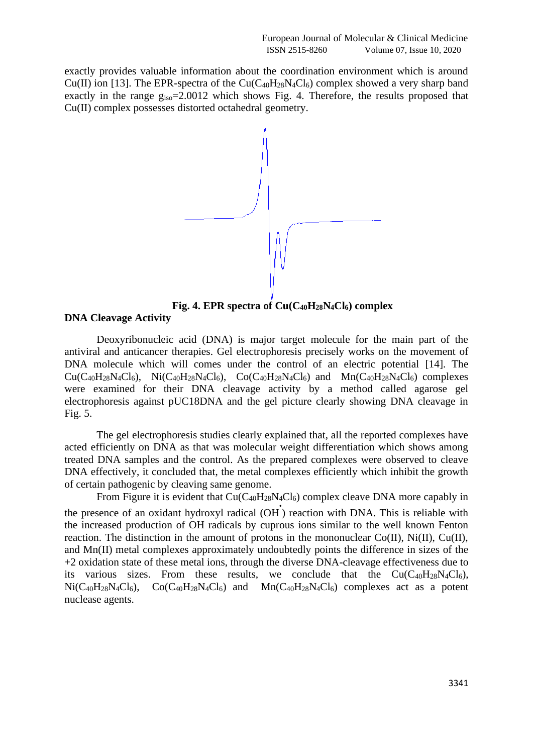exactly provides valuable information about the coordination environment which is around Cu(II) ion [13]. The EPR-spectra of the $Cu(C_{40}H_{28}N_4Cl_6)$ complex showed a very sharp band exactly in the range $g_{iso}$=2.0012 which shows Fig. 4. Therefore, the results proposed that Cu(II) complex possesses distorted octahedral geometry.

**Fig. 4. EPR spectra of $Cu(C_{40}H_{28}N_4Cl_6)$ complex**

**DNA Cleavage Activity**

Deoxyribonucleic acid (DNA) is major target molecule for the main part of the antiviral and anticancer therapies. Gel electrophoresis precisely works on the movement of DNA molecule which will comes under the control of an electric potential [14]. The $Cu(C_{40}H_{28}N_4Cl_6)$, $Ni(C_{40}H_{28}N_4Cl_6)$, $Co(C_{40}H_{28}N_4Cl_6)$ and $Mn(C_{40}H_{28}N_4Cl_6)$ complexes were examined for their DNA cleavage activity by a method called agarose gel electrophoresis against pUC18DNA and the gel picture clearly showing DNA cleavage in Fig. 5.

The gel electrophoresis studies clearly explained that, all the reported complexes have acted efficiently on DNA as that was molecular weight differentiation which shows among treated DNA samples and the control. As the prepared complexes were observed to cleave DNA effectively, it concluded that, the metal complexes efficiently which inhibit the growth of certain pathogenic by cleaving same genome.

From Figure it is evident that $Cu(C_{40}H_{28}N_4Cl_6)$ complex cleave DNA more capably in the presence of an oxidant hydroxyl radical ($OH^{\bullet}$) reaction with DNA. This is reliable with the increased production of OH radicals by cuprous ions similar to the well known Fenton reaction. The distinction in the amount of protons in the mononuclear Co(II), Ni(II), Cu(II), and Mn(II) metal complexes approximately undoubtedly points the difference in sizes of the +2 oxidation state of these metal ions, through the diverse DNA-cleavage effectiveness due to its various sizes. From these results, we conclude that the $Cu(C_{40}H_{28}N_4Cl_6)$, $Ni(C_{40}H_{28}N_4Cl_6)$, $Co(C_{40}H_{28}N_4Cl_6)$ and $Mn(C_{40}H_{28}N_4Cl_6)$ complexes act as a potent nuclease agents.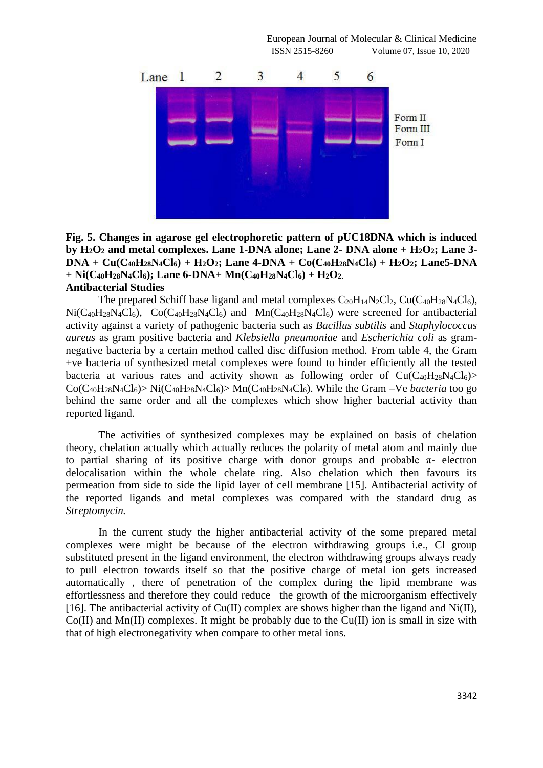Fig. 5. Changes in agarose gel electrophoretic pattern of pUC18DNA which is induced by $H_2O_2$ and metal complexes. Lane 1-DNA alone; Lane 2- DNA alone + $H_2O_2$; Lane 3-DNA + $Cu(C_{40}H_{28}N_4Cl_6)$ + $H_2O_2$; Lane 4-DNA + $Co(C_{40}H_{28}N_4Cl_6)$ + $H_2O_2$; Lane5-DNA + $Ni(C_{40}H_{28}N_4Cl_6)$; Lane 6-DNA+ $Mn(C_{40}H_{28}N_4Cl_6)$ + $H_2O_2$.

**Antibacterial Studies**

The prepared Schiff base ligand and metal complexes $C_{20}H_{14}N_2Cl_2$, $Cu(C_{40}H_{28}N_4Cl_6)$, $Ni(C_{40}H_{28}N_4Cl_6)$, $Co(C_{40}H_{28}N_4Cl_6)$ and $Mn(C_{40}H_{28}N_4Cl_6)$ were screened for antibacterial activity against a variety of pathogenic bacteria such as *Bacillus subtilis* and *Staphylococcus aureus* as gram positive bacteria and *Klebsiella pneumoniae* and *Escherichia coli* as gram-negative bacteria by a certain method called disc diffusion method. From table 4, the Gram +ve bacteria of synthesized metal complexes were found to hinder efficiently all the tested bacteria at various rates and activity shown as following order of $Cu(C_{40}H_{28}N_4Cl_6)$> $Co(C_{40}H_{28}N_4Cl_6)$> $Ni(C_{40}H_{28}N_4Cl_6)$> $Mn(C_{40}H_{28}N_4Cl_6)$. While the Gram –Ve *bacteria* too go behind the same order and all the complexes which show higher bacterial activity than reported ligand.

The activities of synthesized complexes may be explained on basis of chelation theory, chelation actually which actually reduces the polarity of metal atom and mainly due to partial sharing of its positive charge with donor groups and probable π- electron delocalisation within the whole chelate ring. Also chelation which then favours its permeation from side to side the lipid layer of cell membrane [15]. Antibacterial activity of the reported ligands and metal complexes was compared with the standard drug as *Streptomycin.*

In the current study the higher antibacterial activity of the some prepared metal complexes were might be because of the electron withdrawing groups i.e., Cl group substituted present in the ligand environment, the electron withdrawing groups always ready to pull electron towards itself so that the positive charge of metal ion gets increased automatically , there of penetration of the complex during the lipid membrane was effortlessness and therefore they could reduce the growth of the microorganism effectively [16]. The antibacterial activity of Cu(II) complex are shows higher than the ligand and Ni(II), Co(II) and Mn(II) complexes. It might be probably due to the Cu(II) ion is small in size with that of high electronegativity when compare to other metal ions.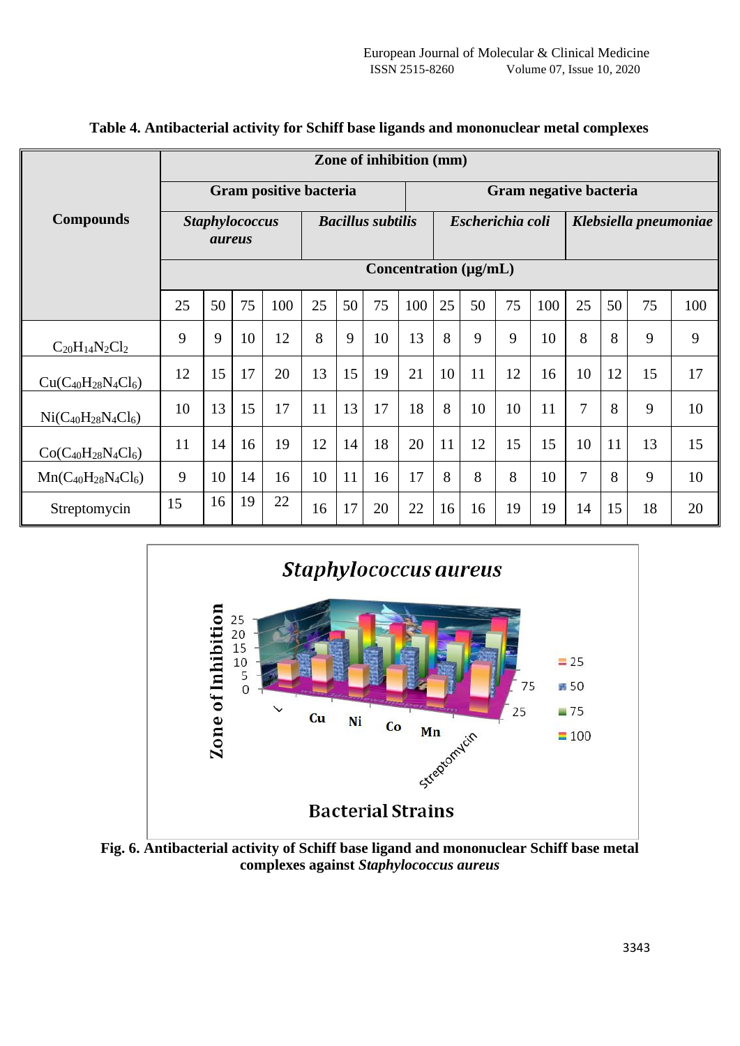**Table 4. Antibacterial activity for Schiff base ligands and mononuclear metal complexes**

| Compounds | Zone of inhibition (mm) | | | | | | | | | | | | | | | |
|---|---|---|---|---|---|---|---|---|---|---|---|---|---|---|---|---|
| | Gram positive bacteria | | | | | | | | Gram negative bacteria | | | | | | | |
| | *Staphylococcus aureus* | | | | *Bacillus subtilis* | | | | *Escherichia coli* | | | | *Klebsiella pneumoniae* | | | |
| | Concentration (µg/mL) | | | | | | | | | | | | | | | |
| | 25 | 50 | 75 | 100 | 25 | 50 | 75 | 100 | 25 | 50 | 75 | 100 | 25 | 50 | 75 | 100 |
| $C_{20}H_{14}N_2Cl_2$ | 9 | 9 | 10 | 12 | 8 | 9 | 10 | 13 | 8 | 9 | 9 | 10 | 8 | 8 | 9 | 9 |
| $Cu(C_{40}H_{28}N_4Cl_6)$ | 12 | 15 | 17 | 20 | 13 | 15 | 19 | 21 | 10 | 11 | 12 | 16 | 10 | 12 | 15 | 17 |
| $Ni(C_{40}H_{28}N_4Cl_6)$ | 10 | 13 | 15 | 17 | 11 | 13 | 17 | 18 | 8 | 10 | 10 | 11 | 7 | 8 | 9 | 10 |
| $Co(C_{40}H_{28}N_4Cl_6)$ | 11 | 14 | 16 | 19 | 12 | 14 | 18 | 20 | 11 | 12 | 15 | 15 | 10 | 11 | 13 | 15 |
| $Mn(C_{40}H_{28}N_4Cl_6)$ | 9 | 10 | 14 | 16 | 10 | 11 | 16 | 17 | 8 | 8 | 8 | 10 | 7 | 8 | 9 | 10 |
| Streptomycin | 15 | 16 | 19 | 22 | 16 | 17 | 20 | 22 | 16 | 16 | 19 | 19 | 14 | 15 | 18 | 20 |

**Fig. 6. Antibacterial activity of Schiff base ligand and mononuclear Schiff base metal complexes against *Staphylococcus aureus***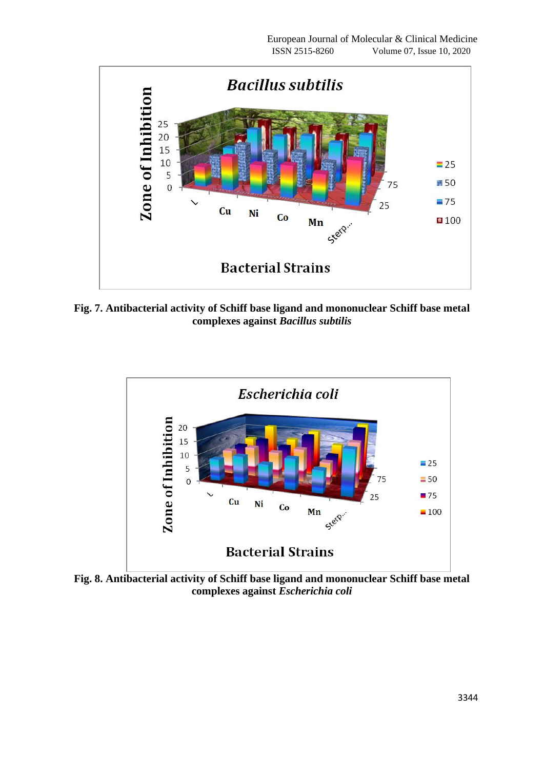Fig. 7. Antibacterial activity of Schiff base ligand and mononuclear Schiff base metal complexes against *Bacillus subtilis*

Fig. 8. Antibacterial activity of Schiff base ligand and mononuclear Schiff base metal complexes against *Escherichia coli*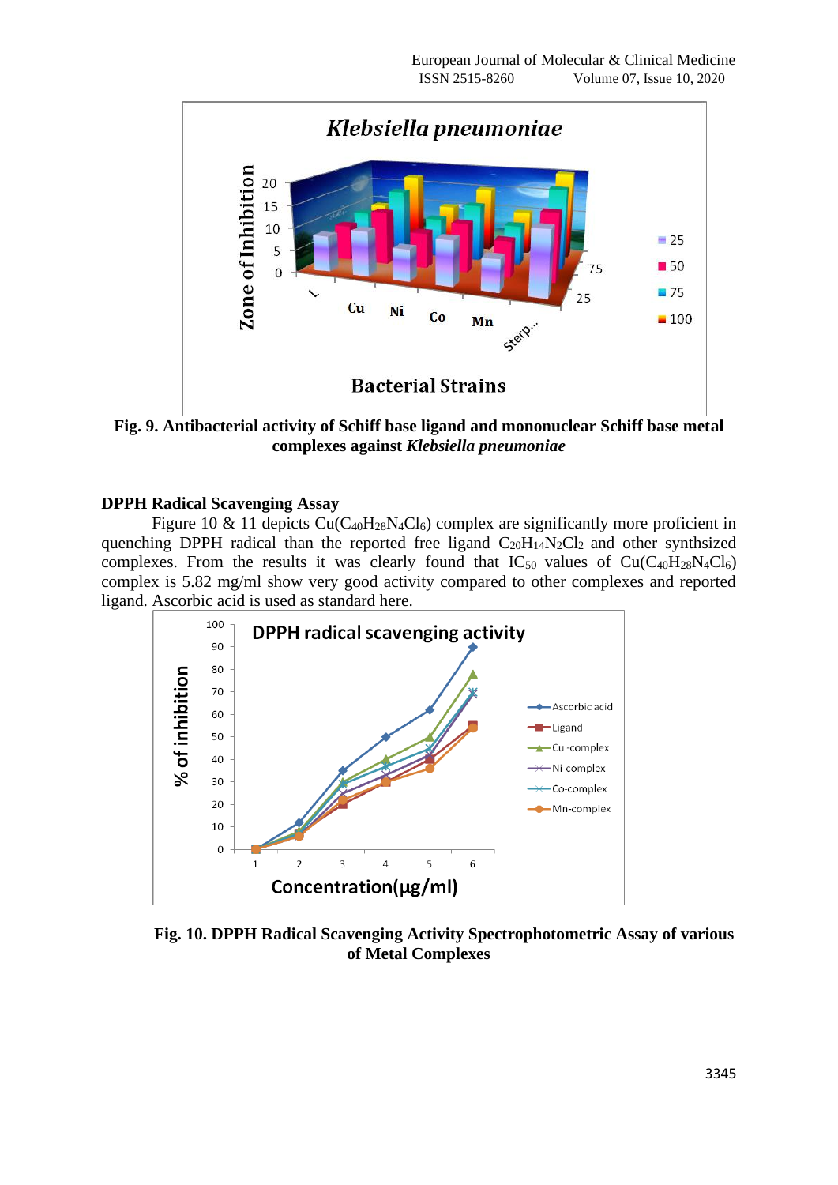**Fig. 9. Antibacterial activity of Schiff base ligand and mononuclear Schiff base metal complexes against *Klebsiella pneumoniae***

**DPPH Radical Scavenging Assay**

Figure 10 & 11 depicts Cu($C_{40}H_{28}N_4Cl_6$) complex are significantly more proficient in quenching DPPH radical than the reported free ligand $C_{20}H_{14}N_2Cl_2$ and other synthsized complexes. From the results it was clearly found that $IC_{50}$ values of Cu($C_{40}H_{28}N_4Cl_6$) complex is 5.82 mg/ml show very good activity compared to other complexes and reported ligand. Ascorbic acid is used as standard here.

**Fig. 10. DPPH Radical Scavenging Activity Spectrophotometric Assay of various of Metal Complexes**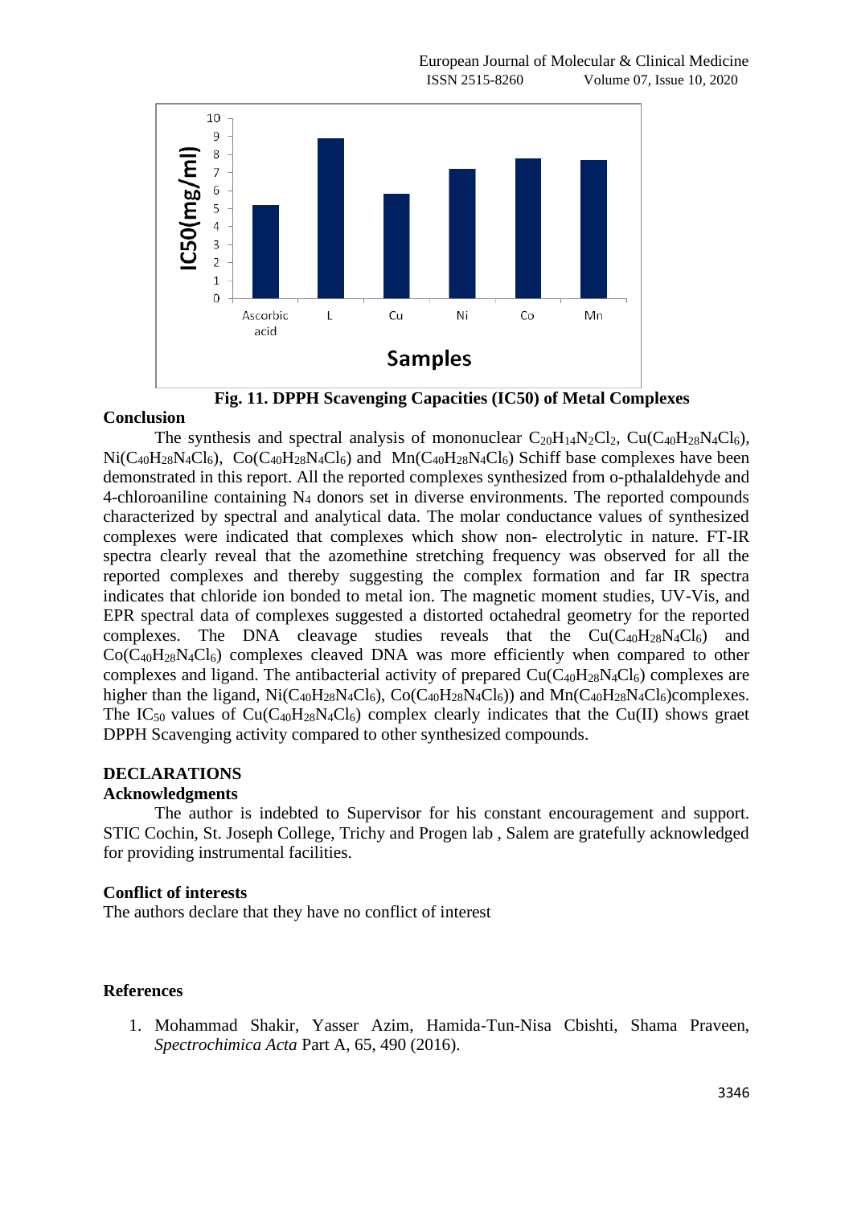Fig. 11. DPPH Scavenging Capacities (IC50) of Metal Complexes

## Conclusion

The synthesis and spectral analysis of mononuclear $C_{20}H_{14}N_2Cl_2$, $Cu(C_{40}H_{28}N_4Cl_6)$, $Ni(C_{40}H_{28}N_4Cl_6)$, $Co(C_{40}H_{28}N_4Cl_6)$ and $Mn(C_{40}H_{28}N_4Cl_6)$ Schiff base complexes have been demonstrated in this report. All the reported complexes synthesized from o-pthalaldehyde and 4-chloroaniline containing $N_4$ donors set in diverse environments. The reported compounds characterized by spectral and analytical data. The molar conductance values of synthesized complexes were indicated that complexes which show non- electrolytic in nature. FT-IR spectra clearly reveal that the azomethine stretching frequency was observed for all the reported complexes and thereby suggesting the complex formation and far IR spectra indicates that chloride ion bonded to metal ion. The magnetic moment studies, UV-Vis, and EPR spectral data of complexes suggested a distorted octahedral geometry for the reported complexes. The DNA cleavage studies reveals that the $Cu(C_{40}H_{28}N_4Cl_6)$ and $Co(C_{40}H_{28}N_4Cl_6)$ complexes cleaved DNA was more efficiently when compared to other complexes and ligand. The antibacterial activity of prepared $Cu(C_{40}H_{28}N_4Cl_6)$ complexes are higher than the ligand, $Ni(C_{40}H_{28}N_4Cl_6)$, $Co(C_{40}H_{28}N_4Cl_6)$) and $Mn(C_{40}H_{28}N_4Cl_6)$complexes. The $IC_{50}$ values of $Cu(C_{40}H_{28}N_4Cl_6)$ complex clearly indicates that the Cu(II) shows graet DPPH Scavenging activity compared to other synthesized compounds.

## DECLARATIONS

### Acknowledgments

The author is indebted to Supervisor for his constant encouragement and support. STIC Cochin, St. Joseph College, Trichy and Progen lab , Salem are gratefully acknowledged for providing instrumental facilities.

### Conflict of interests

The authors declare that they have no conflict of interest

## References

1. Mohammad Shakir, Yasser Azim, Hamida-Tun-Nisa Cbishti, Shama Praveen, *Spectrochimica Acta* Part A, 65, 490 (2016).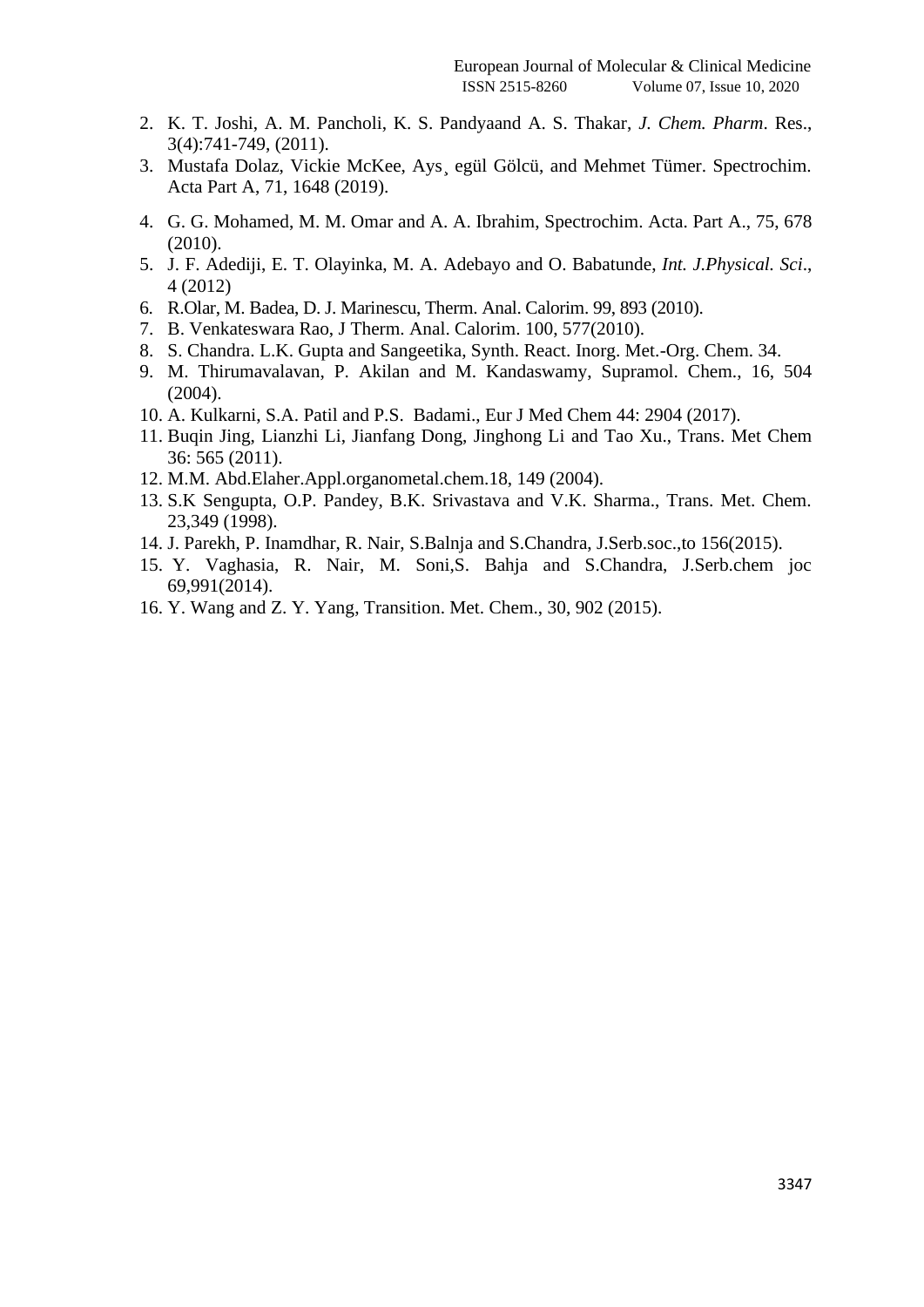2. K. T. Joshi, A. M. Pancholi, K. S. Pandyaand A. S. Thakar, *J. Chem. Pharm*. Res., 3(4):741-749, (2011).
3. Mustafa Dolaz, Vickie McKee, Ays¸ egül Gölcü, and Mehmet Tümer. Spectrochim. Acta Part A, 71, 1648 (2019).
4. G. G. Mohamed, M. M. Omar and A. A. Ibrahim, Spectrochim. Acta. Part A., 75, 678 (2010).
5. J. F. Adediji, E. T. Olayinka, M. A. Adebayo and O. Babatunde, *Int. J.Physical. Sci*., 4 (2012)
6. R.Olar, M. Badea, D. J. Marinescu, Therm. Anal. Calorim. 99, 893 (2010).
7. B. Venkateswara Rao, J Therm. Anal. Calorim. 100, 577(2010).
8. S. Chandra. L.K. Gupta and Sangeetika, Synth. React. Inorg. Met.-Org. Chem. 34.
9. M. Thirumavalavan, P. Akilan and M. Kandaswamy, Supramol. Chem., 16, 504 (2004).
10. A. Kulkarni, S.A. Patil and P.S. Badami., Eur J Med Chem 44: 2904 (2017).
11. Buqin Jing, Lianzhi Li, Jianfang Dong, Jinghong Li and Tao Xu., Trans. Met Chem 36: 565 (2011).
12. M.M. Abd.Elaher.Appl.organometal.chem.18, 149 (2004).
13. S.K Sengupta, O.P. Pandey, B.K. Srivastava and V.K. Sharma., Trans. Met. Chem. 23,349 (1998).
14. J. Parekh, P. Inamdhar, R. Nair, S.Balnja and S.Chandra, J.Serb.soc.,to 156(2015).
15. Y. Vaghasia, R. Nair, M. Soni,S. Bahja and S.Chandra, J.Serb.chem joc 69,991(2014).
16. Y. Wang and Z. Y. Yang, Transition. Met. Chem., 30, 902 (2015).